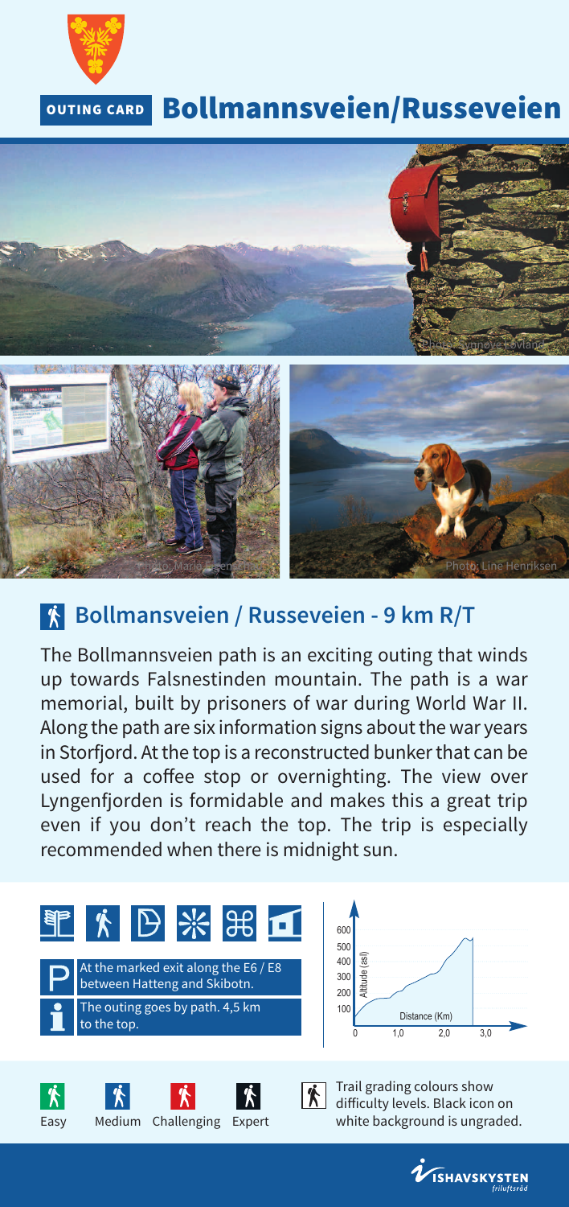**OUTING CARD** 

# Bollmannsveien/Russeveien

Photo: Synnøve Løvland

Photo: Mario Ingebrigtsen

Photo: Line Henriksen

## Bollmansveien / Russeveien - 9 km R/T

The Bollmannsveien path is an exciting outing that winds up towards Falsnestinden mountain. The path is a war memorial, built by prisoners of war during World War II. Along the path are six information signs about the war years in Storfjord. At the top is a reconstructed bunker that can be used for a coffee stop or overnighting. The view over Lyngenfjorden is formidable and makes this a great trip even if you don't reach the top. The trip is especially recommended when there is midnight sun.

**P:** At the marked exit along the E6 / E8 between Hatteng and Skibotn.

**i:** The outing goes by path. 4,5 km to the top.

Easy · Medium · Challenging · Expert

Trail grading colours show difficulty levels. Black icon on white background is ungraded.

ISHAVSKYSTEN friluftsråd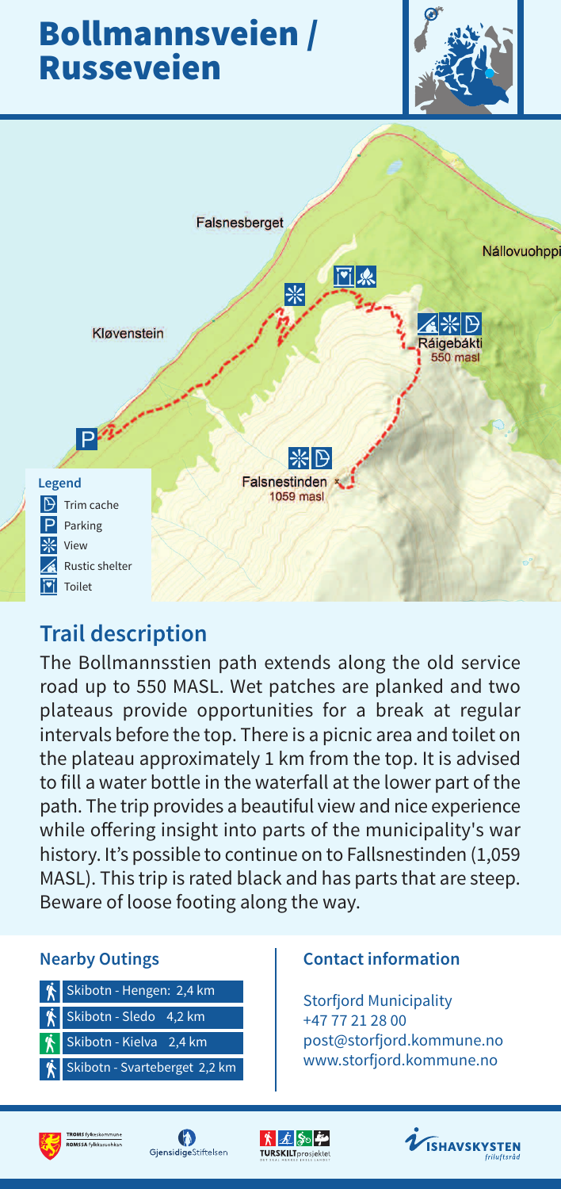# Bollmannsveien / Russeveien

Falsnesberget

Nállovuohppi

Kløvenstein

Ráigebákti
550 masl

Falsnestinden
1059 masl

**Legend**

- Trim cache
- Parking
- View
- Rustic shelter
- Toilet

## Trail description

The Bollmannsstien path extends along the old service road up to 550 MASL. Wet patches are planked and two plateaus provide opportunities for a break at regular intervals before the top. There is a picnic area and toilet on the plateau approximately 1 km from the top. It is advised to fill a water bottle in the waterfall at the lower part of the path. The trip provides a beautiful view and nice experience while offering insight into parts of the municipality's war history. It's possible to continue on to Fallsnestinden (1,059 MASL). This trip is rated black and has parts that are steep. Beware of loose footing along the way.

### Nearby Outings

- Skibotn - Hengen: 2,4 km
- Skibotn - Sledo 4,2 km
- Skibotn - Kielva 2,4 km
- Skibotn - Svarteberget 2,2 km

### Contact information

Storfjord Municipality
+47 77 21 28 00
post@storfjord.kommune.no
www.storfjord.kommune.no

TROMS fylkeskommune
ROMSSA fylkkasuohkan

GjensidigeStiftelsen

TURSKILTprosjektet

ISHAVSKYSTEN friluftsråd